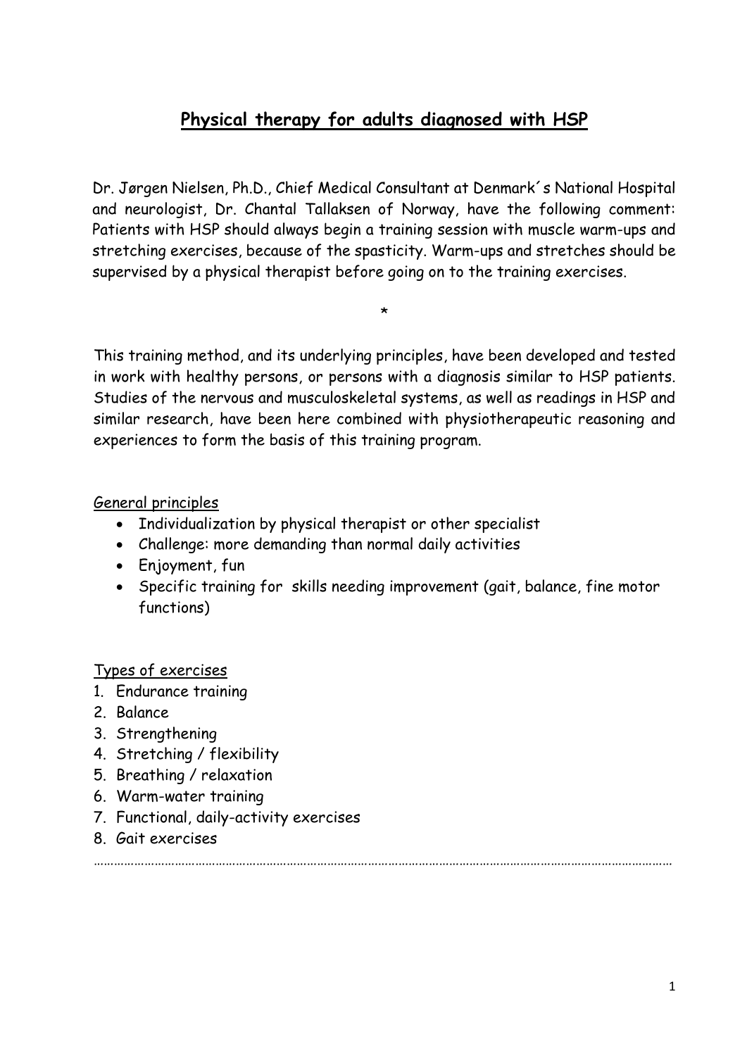# Physical therapy for adults diagnosed with HSP

Dr. Jørgen Nielsen, Ph.D., Chief Medical Consultant at Denmark´s National Hospital and neurologist, Dr. Chantal Tallaksen of Norway, have the following comment: Patients with HSP should always begin a training session with muscle warm-ups and stretching exercises, because of the spasticity. Warm-ups and stretches should be supervised by a physical therapist before going on to the training exercises.

*

This training method, and its underlying principles, have been developed and tested in work with healthy persons, or persons with a diagnosis similar to HSP patients. Studies of the nervous and musculoskeletal systems, as well as readings in HSP and similar research, have been here combined with physiotherapeutic reasoning and experiences to form the basis of this training program.

General principles

- Individualization by physical therapist or other specialist
- Challenge: more demanding than normal daily activities
- Enjoyment, fun
- Specific training for skills needing improvement (gait, balance, fine motor functions)

Types of exercises

1. Endurance training
2. Balance
3. Strengthening
4. Stretching / flexibility
5. Breathing / relaxation
6. Warm-water training
7. Functional, daily-activity exercises
8. Gait exercises

…………………………………………………………………………………………………………………………………………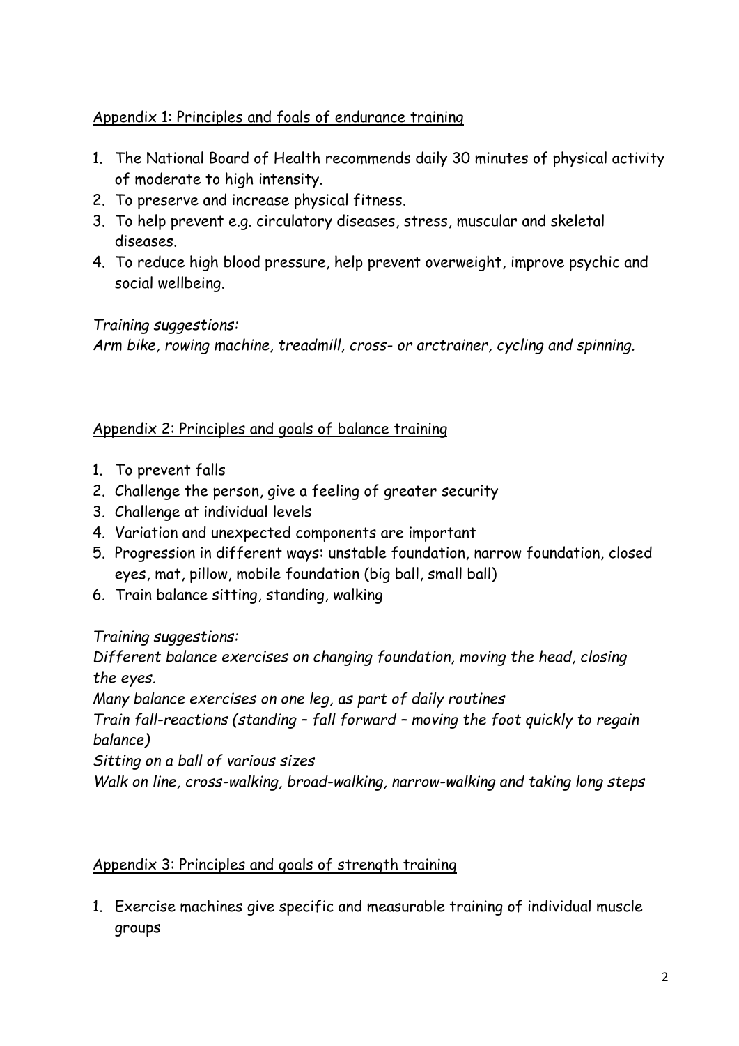## Appendix 1: Principles and foals of endurance training

1. The National Board of Health recommends daily 30 minutes of physical activity of moderate to high intensity.
2. To preserve and increase physical fitness.
3. To help prevent e.g. circulatory diseases, stress, muscular and skeletal diseases.
4. To reduce high blood pressure, help prevent overweight, improve psychic and social wellbeing.

*Training suggestions:*
*Arm bike, rowing machine, treadmill, cross- or arctrainer, cycling and spinning.*

## Appendix 2: Principles and goals of balance training

1. To prevent falls
2. Challenge the person, give a feeling of greater security
3. Challenge at individual levels
4. Variation and unexpected components are important
5. Progression in different ways: unstable foundation, narrow foundation, closed eyes, mat, pillow, mobile foundation (big ball, small ball)
6. Train balance sitting, standing, walking

*Training suggestions:*
*Different balance exercises on changing foundation, moving the head, closing the eyes.*
*Many balance exercises on one leg, as part of daily routines*
*Train fall-reactions (standing – fall forward – moving the foot quickly to regain balance)*
*Sitting on a ball of various sizes*
*Walk on line, cross-walking, broad-walking, narrow-walking and taking long steps*

## Appendix 3: Principles and goals of strength training

1. Exercise machines give specific and measurable training of individual muscle groups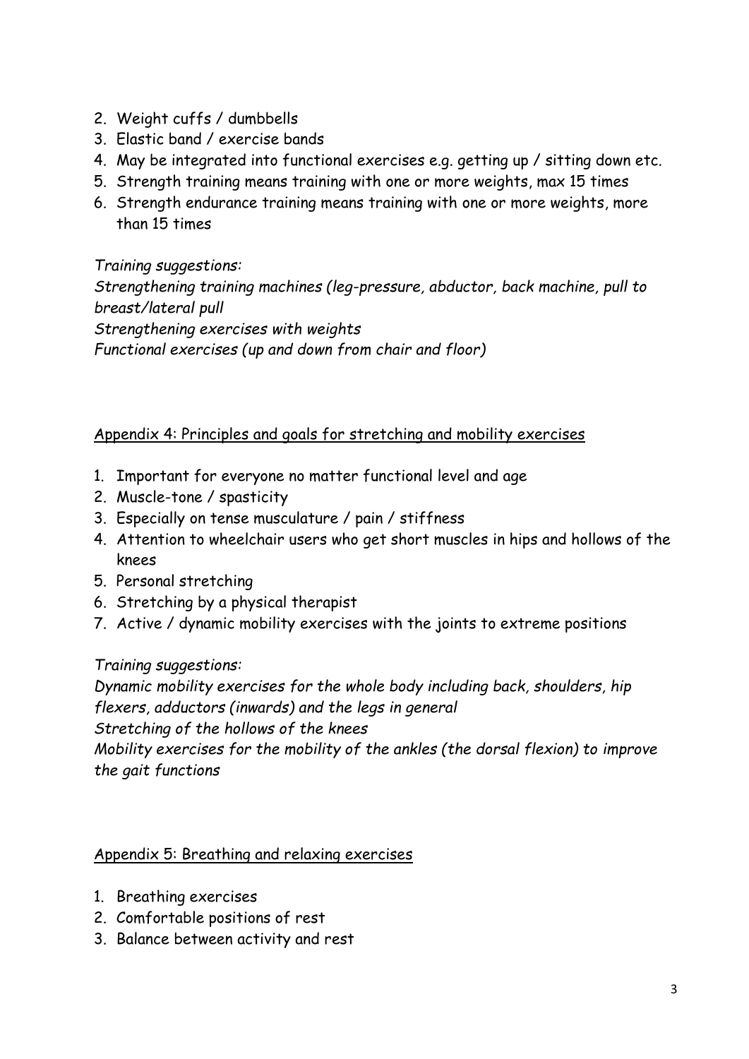2. Weight cuffs / dumbbells
3. Elastic band / exercise bands
4. May be integrated into functional exercises e.g. getting up / sitting down etc.
5. Strength training means training with one or more weights, max 15 times
6. Strength endurance training means training with one or more weights, more than 15 times

*Training suggestions:*
*Strengthening training machines (leg-pressure, abductor, back machine, pull to breast/lateral pull*
*Strengthening exercises with weights*
*Functional exercises (up and down from chair and floor)*

## Appendix 4: Principles and goals for stretching and mobility exercises

1. Important for everyone no matter functional level and age
2. Muscle-tone / spasticity
3. Especially on tense musculature / pain / stiffness
4. Attention to wheelchair users who get short muscles in hips and hollows of the knees
5. Personal stretching
6. Stretching by a physical therapist
7. Active / dynamic mobility exercises with the joints to extreme positions

*Training suggestions:*
*Dynamic mobility exercises for the whole body including back, shoulders, hip flexers, adductors (inwards) and the legs in general*
*Stretching of the hollows of the knees*
*Mobility exercises for the mobility of the ankles (the dorsal flexion) to improve the gait functions*

## Appendix 5: Breathing and relaxing exercises

1. Breathing exercises
2. Comfortable positions of rest
3. Balance between activity and rest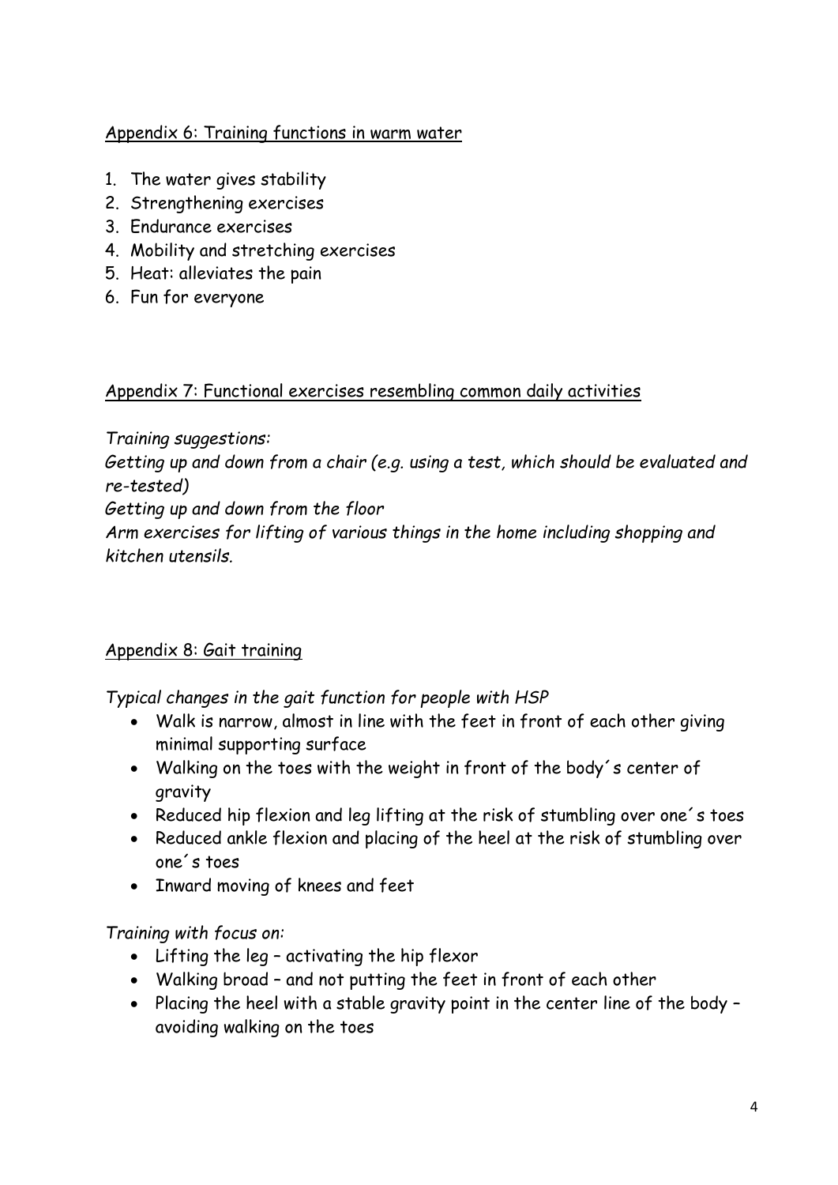## Appendix 6: Training functions in warm water

1. The water gives stability
2. Strengthening exercises
3. Endurance exercises
4. Mobility and stretching exercises
5. Heat: alleviates the pain
6. Fun for everyone

## Appendix 7: Functional exercises resembling common daily activities

*Training suggestions:*

*Getting up and down from a chair (e.g. using a test, which should be evaluated and re-tested)*

*Getting up and down from the floor*

*Arm exercises for lifting of various things in the home including shopping and kitchen utensils.*

## Appendix 8: Gait training

*Typical changes in the gait function for people with HSP*

- Walk is narrow, almost in line with the feet in front of each other giving minimal supporting surface
- Walking on the toes with the weight in front of the body´s center of gravity
- Reduced hip flexion and leg lifting at the risk of stumbling over one´s toes
- Reduced ankle flexion and placing of the heel at the risk of stumbling over one´s toes
- Inward moving of knees and feet

*Training with focus on:*

- Lifting the leg – activating the hip flexor
- Walking broad – and not putting the feet in front of each other
- Placing the heel with a stable gravity point in the center line of the body – avoiding walking on the toes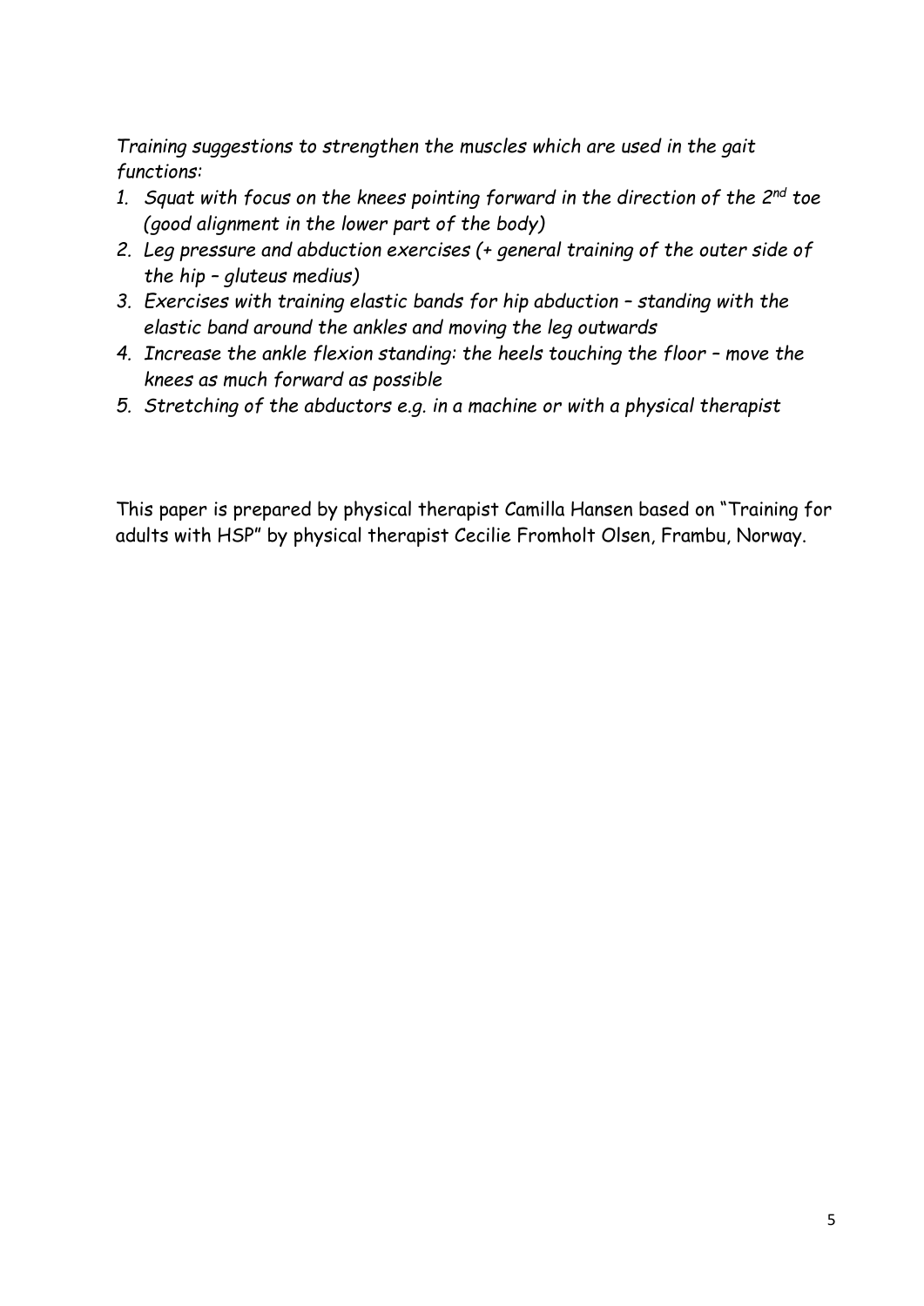*Training suggestions to strengthen the muscles which are used in the gait functions:*

1. *Squat with focus on the knees pointing forward in the direction of the 2nd toe (good alignment in the lower part of the body)*
2. *Leg pressure and abduction exercises (+ general training of the outer side of the hip – gluteus medius)*
3. *Exercises with training elastic bands for hip abduction – standing with the elastic band around the ankles and moving the leg outwards*
4. *Increase the ankle flexion standing: the heels touching the floor – move the knees as much forward as possible*
5. *Stretching of the abductors e.g. in a machine or with a physical therapist*

This paper is prepared by physical therapist Camilla Hansen based on "Training for adults with HSP" by physical therapist Cecilie Fromholt Olsen, Frambu, Norway.